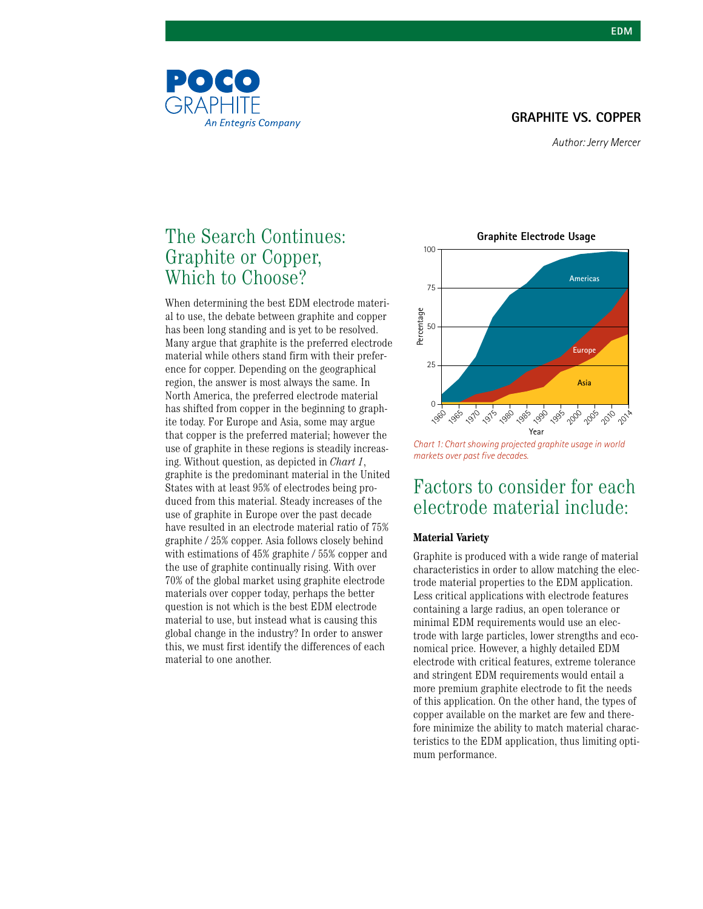POCO GRAPHITE
*An Entegris Company*

**GRAPHITE VS. COPPER**

*Author: Jerry Mercer*

## The Search Continues: Graphite or Copper, Which to Choose?

When determining the best EDM electrode material to use, the debate between graphite and copper has been long standing and is yet to be resolved. Many argue that graphite is the preferred electrode material while others stand firm with their preference for copper. Depending on the geographical region, the answer is most always the same. In North America, the preferred electrode material has shifted from copper in the beginning to graphite today. For Europe and Asia, some may argue that copper is the preferred material; however the use of graphite in these regions is steadily increasing. Without question, as depicted in *Chart 1*, graphite is the predominant material in the United States with at least 95% of electrodes being produced from this material. Steady increases of the use of graphite in Europe over the past decade have resulted in an electrode material ratio of 75% graphite / 25% copper. Asia follows closely behind with estimations of 45% graphite / 55% copper and the use of graphite continually rising. With over 70% of the global market using graphite electrode materials over copper today, perhaps the better question is not which is the best EDM electrode material to use, but instead what is causing this global change in the industry? In order to answer this, we must first identify the differences of each material to one another.

**Graphite Electrode Usage**

*Chart 1: Chart showing projected graphite usage in world markets over past five decades.*

## Factors to consider for each electrode material include:

### Material Variety

Graphite is produced with a wide range of material characteristics in order to allow matching the electrode material properties to the EDM application. Less critical applications with electrode features containing a large radius, an open tolerance or minimal EDM requirements would use an electrode with large particles, lower strengths and economical price. However, a highly detailed EDM electrode with critical features, extreme tolerance and stringent EDM requirements would entail a more premium graphite electrode to fit the needs of this application. On the other hand, the types of copper available on the market are few and therefore minimize the ability to match material characteristics to the EDM application, thus limiting optimum performance.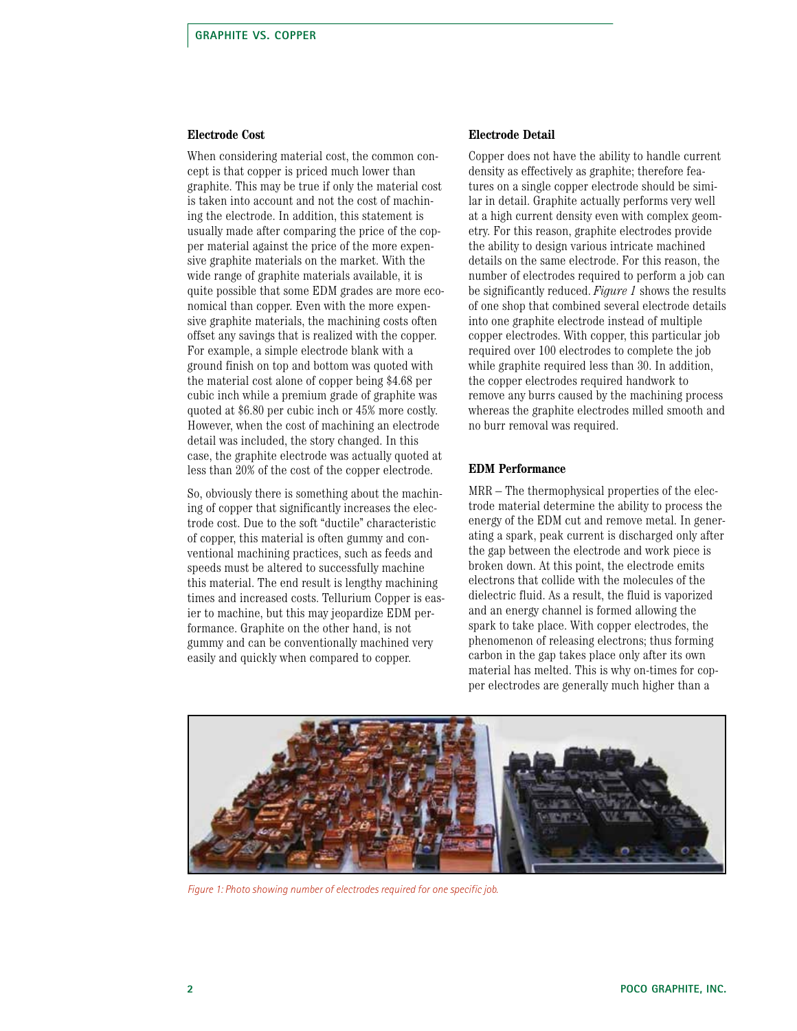### Electrode Cost

When considering material cost, the common concept is that copper is priced much lower than graphite. This may be true if only the material cost is taken into account and not the cost of machining the electrode. In addition, this statement is usually made after comparing the price of the copper material against the price of the more expensive graphite materials on the market. With the wide range of graphite materials available, it is quite possible that some EDM grades are more economical than copper. Even with the more expensive graphite materials, the machining costs often offset any savings that is realized with the copper. For example, a simple electrode blank with a ground finish on top and bottom was quoted with the material cost alone of copper being $4.68 per cubic inch while a premium grade of graphite was quoted at $6.80 per cubic inch or 45% more costly. However, when the cost of machining an electrode detail was included, the story changed. In this case, the graphite electrode was actually quoted at less than 20% of the cost of the copper electrode.

So, obviously there is something about the machining of copper that significantly increases the electrode cost. Due to the soft "ductile" characteristic of copper, this material is often gummy and conventional machining practices, such as feeds and speeds must be altered to successfully machine this material. The end result is lengthy machining times and increased costs. Tellurium Copper is easier to machine, but this may jeopardize EDM performance. Graphite on the other hand, is not gummy and can be conventionally machined very easily and quickly when compared to copper.

### Electrode Detail

Copper does not have the ability to handle current density as effectively as graphite; therefore features on a single copper electrode should be similar in detail. Graphite actually performs very well at a high current density even with complex geometry. For this reason, graphite electrodes provide the ability to design various intricate machined details on the same electrode. For this reason, the number of electrodes required to perform a job can be significantly reduced. *Figure 1* shows the results of one shop that combined several electrode details into one graphite electrode instead of multiple copper electrodes. With copper, this particular job required over 100 electrodes to complete the job while graphite required less than 30. In addition, the copper electrodes required handwork to remove any burrs caused by the machining process whereas the graphite electrodes milled smooth and no burr removal was required.

### EDM Performance

MRR – The thermophysical properties of the electrode material determine the ability to process the energy of the EDM cut and remove metal. In generating a spark, peak current is discharged only after the gap between the electrode and work piece is broken down. At this point, the electrode emits electrons that collide with the molecules of the dielectric fluid. As a result, the fluid is vaporized and an energy channel is formed allowing the spark to take place. With copper electrodes, the phenomenon of releasing electrons; thus forming carbon in the gap takes place only after its own material has melted. This is why on-times for copper electrodes are generally much higher than a

*Figure 1: Photo showing number of electrodes required for one specific job.*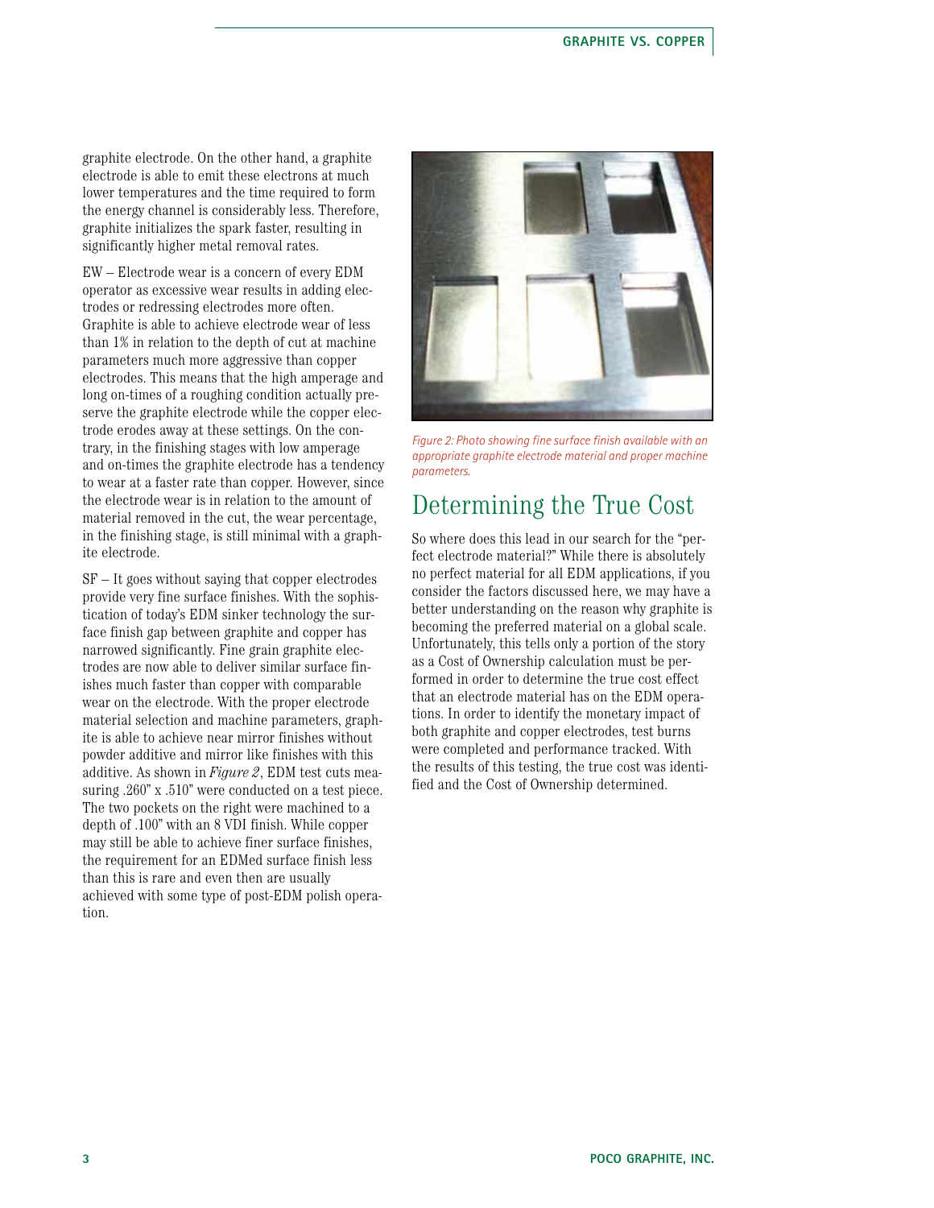graphite electrode. On the other hand, a graphite electrode is able to emit these electrons at much lower temperatures and the time required to form the energy channel is considerably less. Therefore, graphite initializes the spark faster, resulting in significantly higher metal removal rates.

EW – Electrode wear is a concern of every EDM operator as excessive wear results in adding electrodes or redressing electrodes more often. Graphite is able to achieve electrode wear of less than 1% in relation to the depth of cut at machine parameters much more aggressive than copper electrodes. This means that the high amperage and long on-times of a roughing condition actually preserve the graphite electrode while the copper electrode erodes away at these settings. On the contrary, in the finishing stages with low amperage and on-times the graphite electrode has a tendency to wear at a faster rate than copper. However, since the electrode wear is in relation to the amount of material removed in the cut, the wear percentage, in the finishing stage, is still minimal with a graphite electrode.

SF – It goes without saying that copper electrodes provide very fine surface finishes. With the sophistication of today's EDM sinker technology the surface finish gap between graphite and copper has narrowed significantly. Fine grain graphite electrodes are now able to deliver similar surface finishes much faster than copper with comparable wear on the electrode. With the proper electrode material selection and machine parameters, graphite is able to achieve near mirror finishes without powder additive and mirror like finishes with this additive. As shown in *Figure 2*, EDM test cuts measuring .260" x .510" were conducted on a test piece. The two pockets on the right were machined to a depth of .100" with an 8 VDI finish. While copper may still be able to achieve finer surface finishes, the requirement for an EDMed surface finish less than this is rare and even then are usually achieved with some type of post-EDM polish operation.

*Figure 2: Photo showing fine surface finish available with an appropriate graphite electrode material and proper machine parameters.*

## Determining the True Cost

So where does this lead in our search for the "perfect electrode material?" While there is absolutely no perfect material for all EDM applications, if you consider the factors discussed here, we may have a better understanding on the reason why graphite is becoming the preferred material on a global scale. Unfortunately, this tells only a portion of the story as a Cost of Ownership calculation must be performed in order to determine the true cost effect that an electrode material has on the EDM operations. In order to identify the monetary impact of both graphite and copper electrodes, test burns were completed and performance tracked. With the results of this testing, the true cost was identified and the Cost of Ownership determined.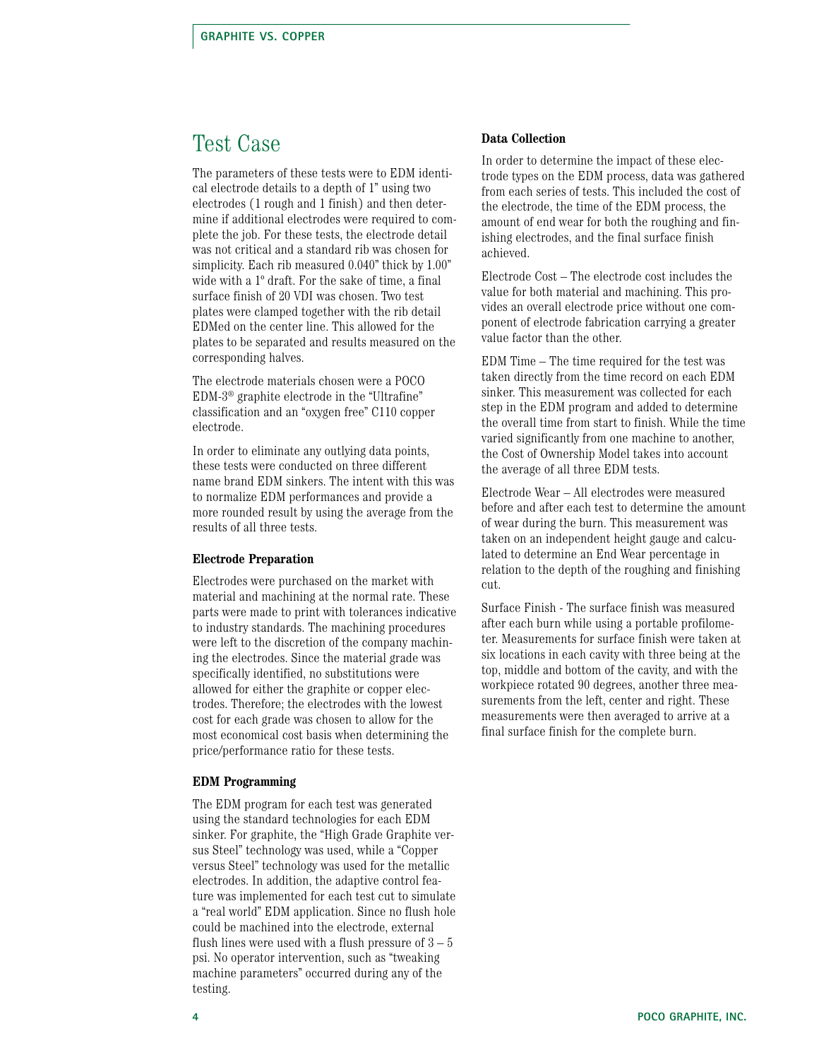# Test Case

The parameters of these tests were to EDM identical electrode details to a depth of 1" using two electrodes (1 rough and 1 finish) and then determine if additional electrodes were required to complete the job. For these tests, the electrode detail was not critical and a standard rib was chosen for simplicity. Each rib measured 0.040" thick by 1.00" wide with a 1° draft. For the sake of time, a final surface finish of 20 VDI was chosen. Two test plates were clamped together with the rib detail EDMed on the center line. This allowed for the plates to be separated and results measured on the corresponding halves.

The electrode materials chosen were a POCO EDM-3® graphite electrode in the "Ultrafine" classification and an "oxygen free" C110 copper electrode.

In order to eliminate any outlying data points, these tests were conducted on three different name brand EDM sinkers. The intent with this was to normalize EDM performances and provide a more rounded result by using the average from the results of all three tests.

### Electrode Preparation

Electrodes were purchased on the market with material and machining at the normal rate. These parts were made to print with tolerances indicative to industry standards. The machining procedures were left to the discretion of the company machining the electrodes. Since the material grade was specifically identified, no substitutions were allowed for either the graphite or copper electrodes. Therefore; the electrodes with the lowest cost for each grade was chosen to allow for the most economical cost basis when determining the price/performance ratio for these tests.

### EDM Programming

The EDM program for each test was generated using the standard technologies for each EDM sinker. For graphite, the "High Grade Graphite versus Steel" technology was used, while a "Copper versus Steel" technology was used for the metallic electrodes. In addition, the adaptive control feature was implemented for each test cut to simulate a "real world" EDM application. Since no flush hole could be machined into the electrode, external flush lines were used with a flush pressure of 3 – 5 psi. No operator intervention, such as "tweaking machine parameters" occurred during any of the testing.

### Data Collection

In order to determine the impact of these electrode types on the EDM process, data was gathered from each series of tests. This included the cost of the electrode, the time of the EDM process, the amount of end wear for both the roughing and finishing electrodes, and the final surface finish achieved.

Electrode Cost – The electrode cost includes the value for both material and machining. This provides an overall electrode price without one component of electrode fabrication carrying a greater value factor than the other.

EDM Time – The time required for the test was taken directly from the time record on each EDM sinker. This measurement was collected for each step in the EDM program and added to determine the overall time from start to finish. While the time varied significantly from one machine to another, the Cost of Ownership Model takes into account the average of all three EDM tests.

Electrode Wear – All electrodes were measured before and after each test to determine the amount of wear during the burn. This measurement was taken on an independent height gauge and calculated to determine an End Wear percentage in relation to the depth of the roughing and finishing cut.

Surface Finish - The surface finish was measured after each burn while using a portable profilometer. Measurements for surface finish were taken at six locations in each cavity with three being at the top, middle and bottom of the cavity, and with the workpiece rotated 90 degrees, another three measurements from the left, center and right. These measurements were then averaged to arrive at a final surface finish for the complete burn.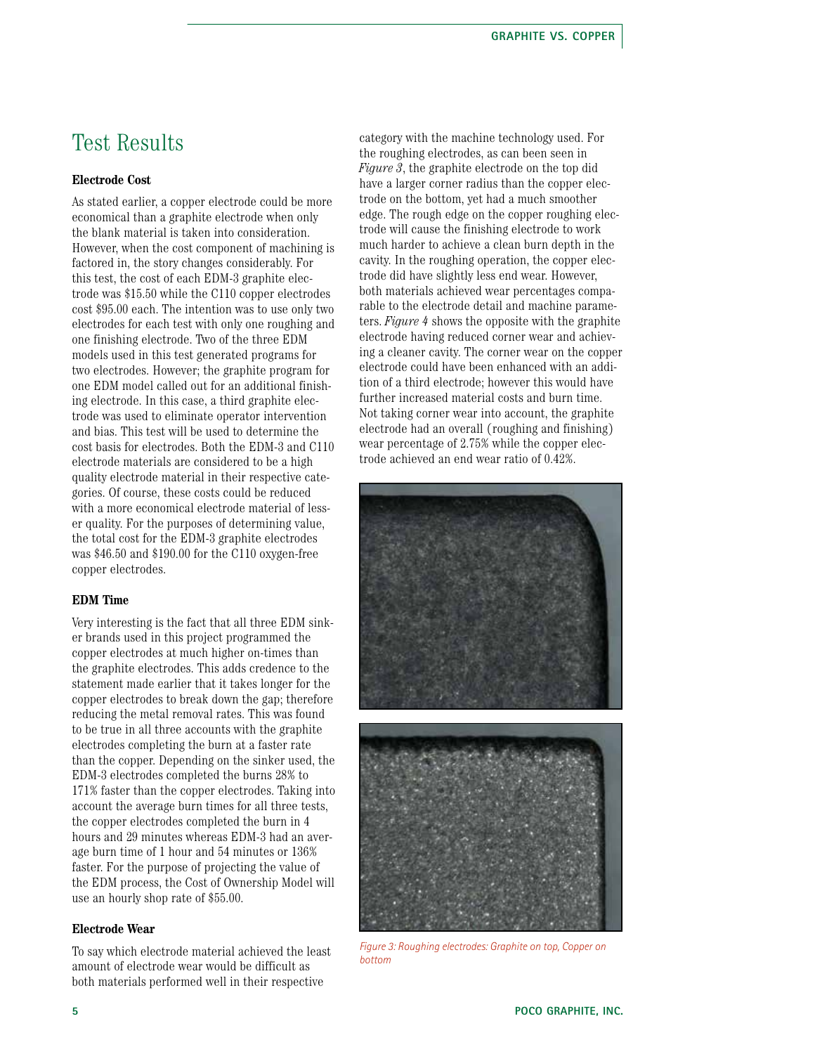## Test Results

### Electrode Cost

As stated earlier, a copper electrode could be more economical than a graphite electrode when only the blank material is taken into consideration. However, when the cost component of machining is factored in, the story changes considerably. For this test, the cost of each EDM-3 graphite electrode was $15.50 while the C110 copper electrodes cost $95.00 each. The intention was to use only two electrodes for each test with only one roughing and one finishing electrode. Two of the three EDM models used in this test generated programs for two electrodes. However; the graphite program for one EDM model called out for an additional finishing electrode. In this case, a third graphite electrode was used to eliminate operator intervention and bias. This test will be used to determine the cost basis for electrodes. Both the EDM-3 and C110 electrode materials are considered to be a high quality electrode material in their respective categories. Of course, these costs could be reduced with a more economical electrode material of lesser quality. For the purposes of determining value, the total cost for the EDM-3 graphite electrodes was $46.50 and $190.00 for the C110 oxygen-free copper electrodes.

### EDM Time

Very interesting is the fact that all three EDM sinker brands used in this project programmed the copper electrodes at much higher on-times than the graphite electrodes. This adds credence to the statement made earlier that it takes longer for the copper electrodes to break down the gap; therefore reducing the metal removal rates. This was found to be true in all three accounts with the graphite electrodes completing the burn at a faster rate than the copper. Depending on the sinker used, the EDM-3 electrodes completed the burns 28% to 171% faster than the copper electrodes. Taking into account the average burn times for all three tests, the copper electrodes completed the burn in 4 hours and 29 minutes whereas EDM-3 had an average burn time of 1 hour and 54 minutes or 136% faster. For the purpose of projecting the value of the EDM process, the Cost of Ownership Model will use an hourly shop rate of $55.00.

### Electrode Wear

To say which electrode material achieved the least amount of electrode wear would be difficult as both materials performed well in their respective category with the machine technology used. For the roughing electrodes, as can been seen in *Figure 3*, the graphite electrode on the top did have a larger corner radius than the copper electrode on the bottom, yet had a much smoother edge. The rough edge on the copper roughing electrode will cause the finishing electrode to work much harder to achieve a clean burn depth in the cavity. In the roughing operation, the copper electrode did have slightly less end wear. However, both materials achieved wear percentages comparable to the electrode detail and machine parameters. *Figure 4* shows the opposite with the graphite electrode having reduced corner wear and achieving a cleaner cavity. The corner wear on the copper electrode could have been enhanced with an addition of a third electrode; however this would have further increased material costs and burn time. Not taking corner wear into account, the graphite electrode had an overall (roughing and finishing) wear percentage of 2.75% while the copper electrode achieved an end wear ratio of 0.42%.

*Figure 3: Roughing electrodes: Graphite on top, Copper on bottom*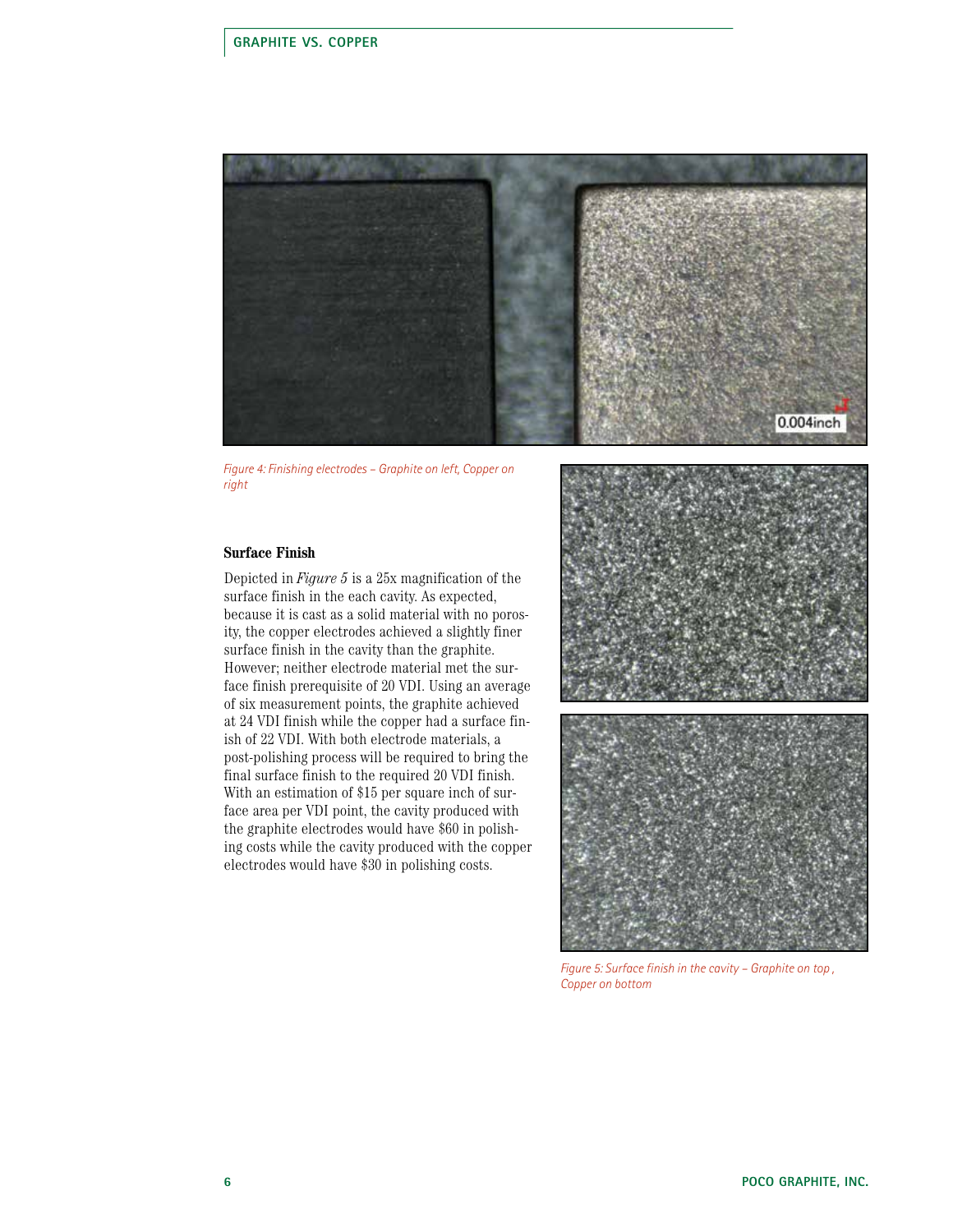Figure 4: Finishing electrodes – Graphite on left, Copper on right

### Surface Finish

Depicted in *Figure 5* is a 25x magnification of the surface finish in the each cavity. As expected, because it is cast as a solid material with no porosity, the copper electrodes achieved a slightly finer surface finish in the cavity than the graphite. However; neither electrode material met the surface finish prerequisite of 20 VDI. Using an average of six measurement points, the graphite achieved at 24 VDI finish while the copper had a surface finish of 22 VDI. With both electrode materials, a post-polishing process will be required to bring the final surface finish to the required 20 VDI finish. With an estimation of $15 per square inch of surface area per VDI point, the cavity produced with the graphite electrodes would have $60 in polishing costs while the cavity produced with the copper electrodes would have $30 in polishing costs.

Figure 5: Surface finish in the cavity – Graphite on top, Copper on bottom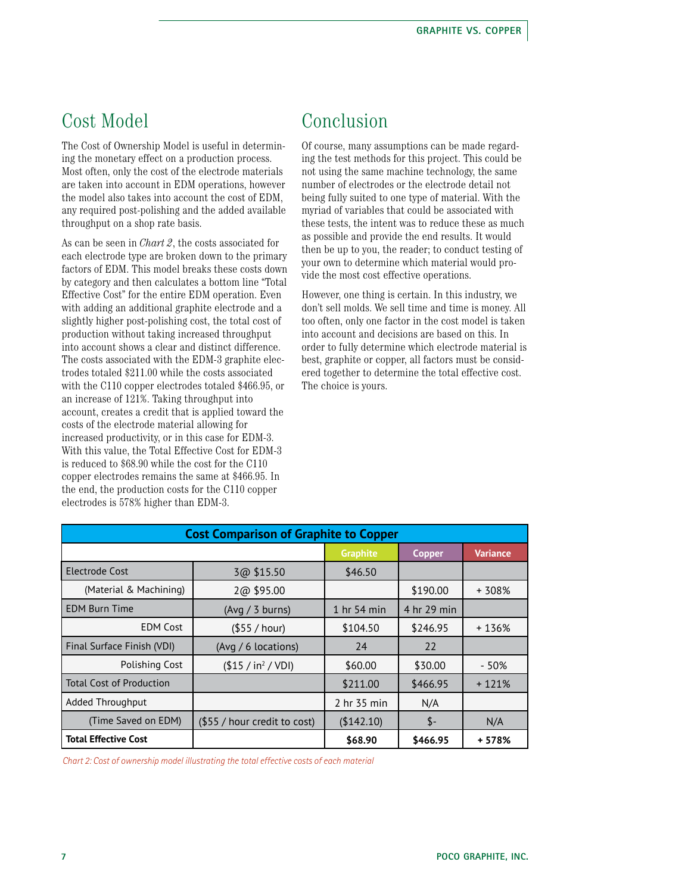## Cost Model

The Cost of Ownership Model is useful in determining the monetary effect on a production process. Most often, only the cost of the electrode materials are taken into account in EDM operations, however the model also takes into account the cost of EDM, any required post-polishing and the added available throughput on a shop rate basis.

As can be seen in *Chart 2*, the costs associated for each electrode type are broken down to the primary factors of EDM. This model breaks these costs down by category and then calculates a bottom line "Total Effective Cost" for the entire EDM operation. Even with adding an additional graphite electrode and a slightly higher post-polishing cost, the total cost of production without taking increased throughput into account shows a clear and distinct difference. The costs associated with the EDM-3 graphite electrodes totaled $211.00 while the costs associated with the C110 copper electrodes totaled $466.95, or an increase of 121%. Taking throughput into account, creates a credit that is applied toward the costs of the electrode material allowing for increased productivity, or in this case for EDM-3. With this value, the Total Effective Cost for EDM-3 is reduced to $68.90 while the cost for the C110 copper electrodes remains the same at $466.95. In the end, the production costs for the C110 copper electrodes is 578% higher than EDM-3.

## Conclusion

Of course, many assumptions can be made regarding the test methods for this project. This could be not using the same machine technology, the same number of electrodes or the electrode detail not being fully suited to one type of material. With the myriad of variables that could be associated with these tests, the intent was to reduce these as much as possible and provide the end results. It would then be up to you, the reader; to conduct testing of your own to determine which material would provide the most cost effective operations.

However, one thing is certain. In this industry, we don't sell molds. We sell time and time is money. All too often, only one factor in the cost model is taken into account and decisions are based on this. In order to fully determine which electrode material is best, graphite or copper, all factors must be considered together to determine the total effective cost. The choice is yours.

**Cost Comparison of Graphite to Copper**

| | | Graphite | Copper | Variance |
|---|---|---|---|---|
| Electrode Cost | 3@ $15.50 | $46.50 | | |
| (Material & Machining) | 2@ $95.00 | | $190.00 | + 308% |
| EDM Burn Time | (Avg / 3 burns) | 1 hr 54 min | 4 hr 29 min | |
| EDM Cost | ($55 / hour) | $104.50 | $246.95 | + 136% |
| Final Surface Finish (VDI) | (Avg / 6 locations) | 24 | 22 | |
| Polishing Cost | ($15 / in$^2$ / VDI) | $60.00 | $30.00 | - 50% |
| Total Cost of Production | | $211.00 | $466.95 | + 121% |
| Added Throughput | | 2 hr 35 min | N/A | |
| (Time Saved on EDM) | ($55 / hour credit to cost) | ($142.10) | $- | N/A |
| **Total Effective Cost** | | **$68.90** | **$466.95** | **+ 578%** |

*Chart 2: Cost of ownership model illustrating the total effective costs of each material*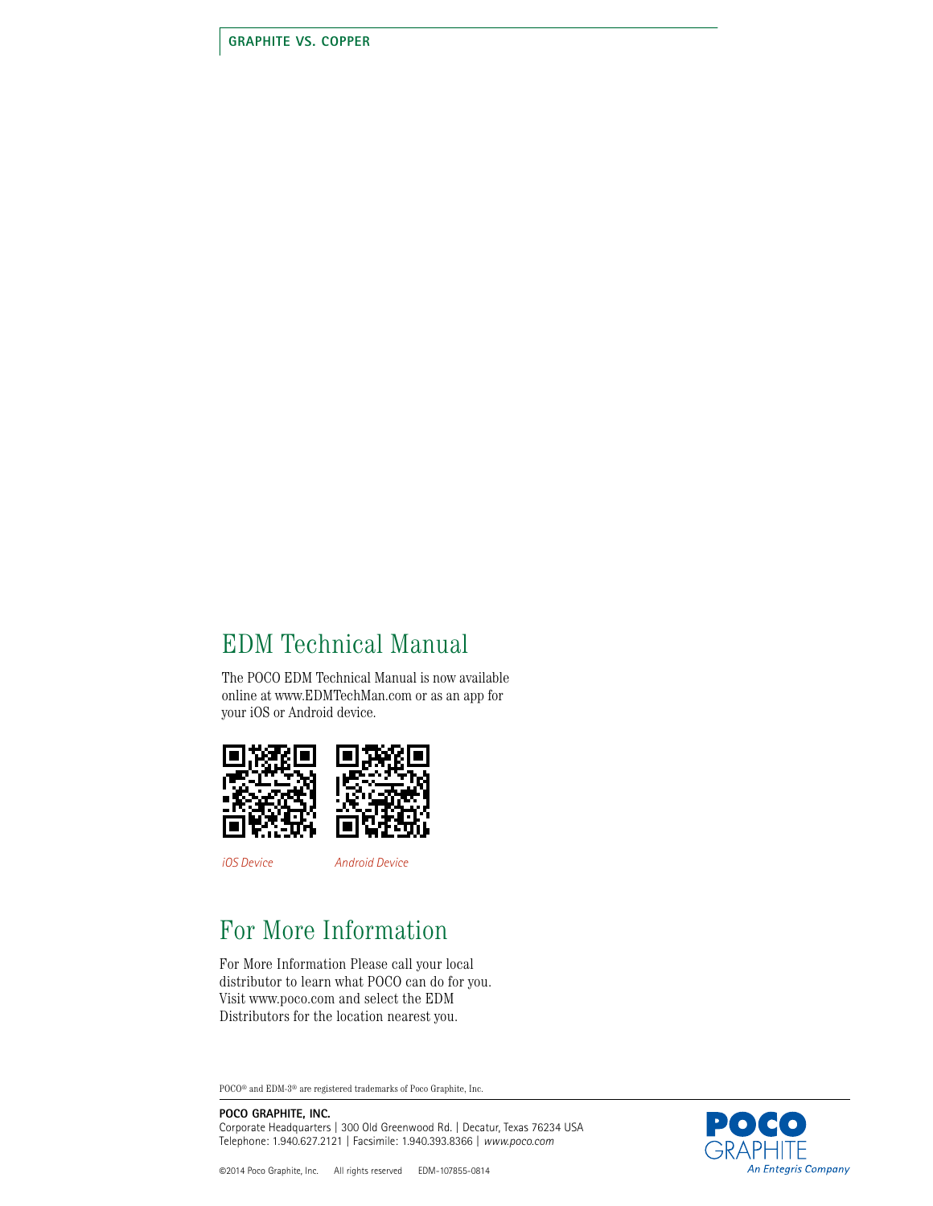## EDM Technical Manual

The POCO EDM Technical Manual is now available online at www.EDMTechMan.com or as an app for your iOS or Android device.

*iOS Device*    *Android Device*

## For More Information

For More Information Please call your local distributor to learn what POCO can do for you. Visit www.poco.com and select the EDM Distributors for the location nearest you.

POCO® and EDM-3® are registered trademarks of Poco Graphite, Inc.

**POCO GRAPHITE, INC.**
Corporate Headquarters | 300 Old Greenwood Rd. | Decatur, Texas 76234 USA
Telephone: 1.940.627.2121 | Facsimile: 1.940.393.8366 | *www.poco.com*

POCO GRAPHITE
*An Entegris Company*

©2014 Poco Graphite, Inc.    All rights reserved    EDM-107855-0814